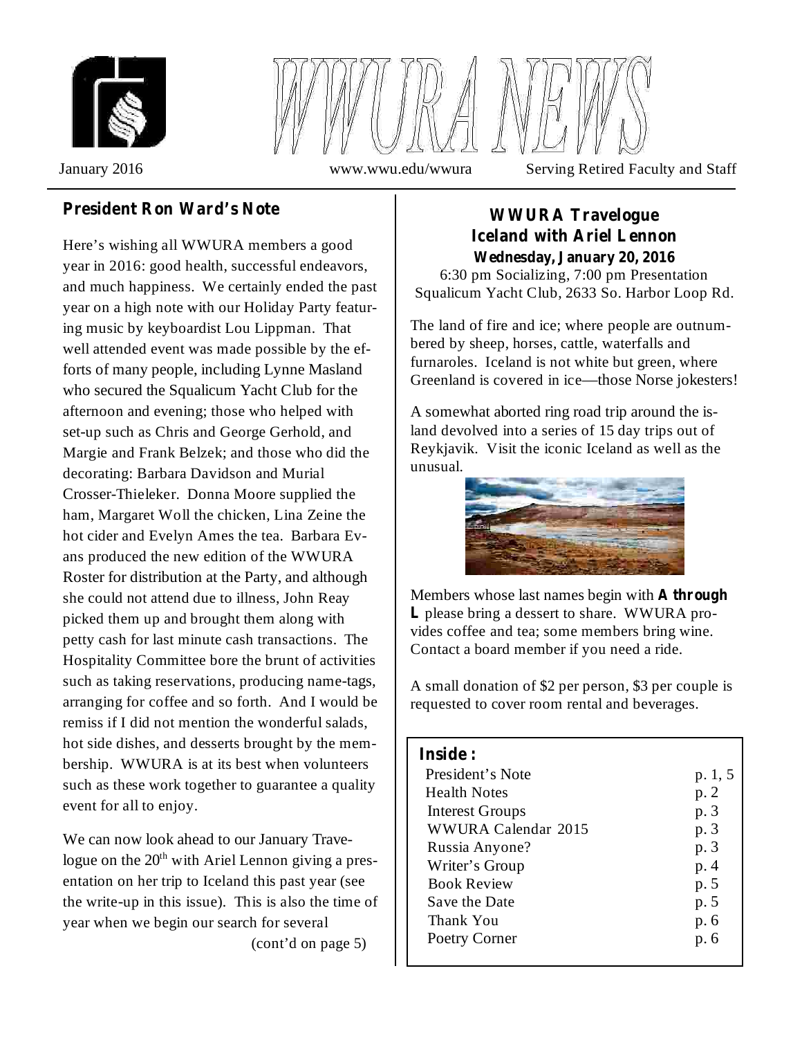# WWURA NEWS

January 2016 www.wwu.edu/wwura Serving Retired Faculty and Staff

## President Ron Ward's Note

Here's wishing all WWURA members a good year in 2016: good health, successful endeavors, and much happiness. We certainly ended the past year on a high note with our Holiday Party featuring music by keyboardist Lou Lippman. That well attended event was made possible by the efforts of many people, including Lynne Masland who secured the Squalicum Yacht Club for the afternoon and evening; those who helped with set-up such as Chris and George Gerhold, and Margie and Frank Belzek; and those who did the decorating: Barbara Davidson and Murial Crosser-Thieleker. Donna Moore supplied the ham, Margaret Woll the chicken, Lina Zeine the hot cider and Evelyn Ames the tea. Barbara Evans produced the new edition of the WWURA Roster for distribution at the Party, and although she could not attend due to illness, John Reay picked them up and brought them along with petty cash for last minute cash transactions. The Hospitality Committee bore the brunt of activities such as taking reservations, producing name-tags, arranging for coffee and so forth. And I would be remiss if I did not mention the wonderful salads, hot side dishes, and desserts brought by the membership. WWURA is at its best when volunteers such as these work together to guarantee a quality event for all to enjoy.

We can now look ahead to our January Travelogue on the 20th with Ariel Lennon giving a presentation on her trip to Iceland this past year (see the write-up in this issue). This is also the time of year when we begin our search for several

(cont'd on page 5)

## WWURA Travelogue
## Iceland with Ariel Lennon
### Wednesday, January 20, 2016

6:30 pm Socializing, 7:00 pm Presentation
Squalicum Yacht Club, 2633 So. Harbor Loop Rd.

The land of fire and ice; where people are outnumbered by sheep, horses, cattle, waterfalls and furnaroles. Iceland is not white but green, where Greenland is covered in ice—those Norse jokesters!

A somewhat aborted ring road trip around the island devolved into a series of 15 day trips out of Reykjavik. Visit the iconic Iceland as well as the unusual.

Members whose last names begin with **A through L** please bring a dessert to share. WWURA provides coffee and tea; some members bring wine. Contact a board member if you need a ride.

A small donation of $2 per person, $3 per couple is requested to cover room rental and beverages.

**Inside:**

| | |
|---|---|
| President's Note | p. 1, 5 |
| Health Notes | p. 2 |
| Interest Groups | p. 3 |
| WWURA Calendar 2015 | p. 3 |
| Russia Anyone? | p. 3 |
| Writer's Group | p. 4 |
| Book Review | p. 5 |
| Save the Date | p. 5 |
| Thank You | p. 6 |
| Poetry Corner | p. 6 |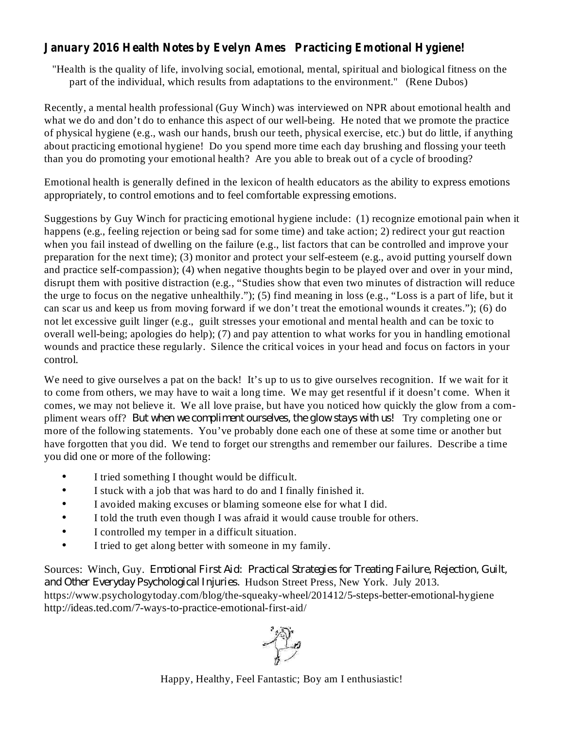## January 2016 Health Notes by Evelyn Ames Practicing Emotional Hygiene!

"Health is the quality of life, involving social, emotional, mental, spiritual and biological fitness on the part of the individual, which results from adaptations to the environment." (Rene Dubos)

Recently, a mental health professional (Guy Winch) was interviewed on NPR about emotional health and what we do and don't do to enhance this aspect of our well-being. He noted that we promote the practice of physical hygiene (e.g., wash our hands, brush our teeth, physical exercise, etc.) but do little, if anything about practicing emotional hygiene! Do you spend more time each day brushing and flossing your teeth than you do promoting your emotional health? Are you able to break out of a cycle of brooding?

Emotional health is generally defined in the lexicon of health educators as the ability to express emotions appropriately, to control emotions and to feel comfortable expressing emotions.

Suggestions by Guy Winch for practicing emotional hygiene include: (1) recognize emotional pain when it happens (e.g., feeling rejection or being sad for some time) and take action; 2) redirect your gut reaction when you fail instead of dwelling on the failure (e.g., list factors that can be controlled and improve your preparation for the next time); (3) monitor and protect your self-esteem (e.g., avoid putting yourself down and practice self-compassion); (4) when negative thoughts begin to be played over and over in your mind, disrupt them with positive distraction (e.g., "Studies show that even two minutes of distraction will reduce the urge to focus on the negative unhealthily."); (5) find meaning in loss (e.g., "Loss is a part of life, but it can scar us and keep us from moving forward if we don't treat the emotional wounds it creates."); (6) do not let excessive guilt linger (e.g., guilt stresses your emotional and mental health and can be toxic to overall well-being; apologies do help); (7) and pay attention to what works for you in handling emotional wounds and practice these regularly. Silence the critical voices in your head and focus on factors in your control.

We need to give ourselves a pat on the back! It's up to us to give ourselves recognition. If we wait for it to come from others, we may have to wait a long time. We may get resentful if it doesn't come. When it comes, we may not believe it. We all love praise, but have you noticed how quickly the glow from a compliment wears off? *But when we compliment ourselves, the glow stays with us!* Try completing one or more of the following statements. You've probably done each one of these at some time or another but have forgotten that you did. We tend to forget our strengths and remember our failures. Describe a time you did one or more of the following:

- I tried something I thought would be difficult.
- I stuck with a job that was hard to do and I finally finished it.
- I avoided making excuses or blaming someone else for what I did.
- I told the truth even though I was afraid it would cause trouble for others.
- I controlled my temper in a difficult situation.
- I tried to get along better with someone in my family.

Sources: Winch, Guy. *Emotional First Aid: Practical Strategies for Treating Failure, Rejection, Guilt, and Other Everyday Psychological Injuries.* Hudson Street Press, New York. July 2013.
https://www.psychologytoday.com/blog/the-squeaky-wheel/201412/5-steps-better-emotional-hygiene
http://ideas.ted.com/7-ways-to-practice-emotional-first-aid/

Happy, Healthy, Feel Fantastic; Boy am I enthusiastic!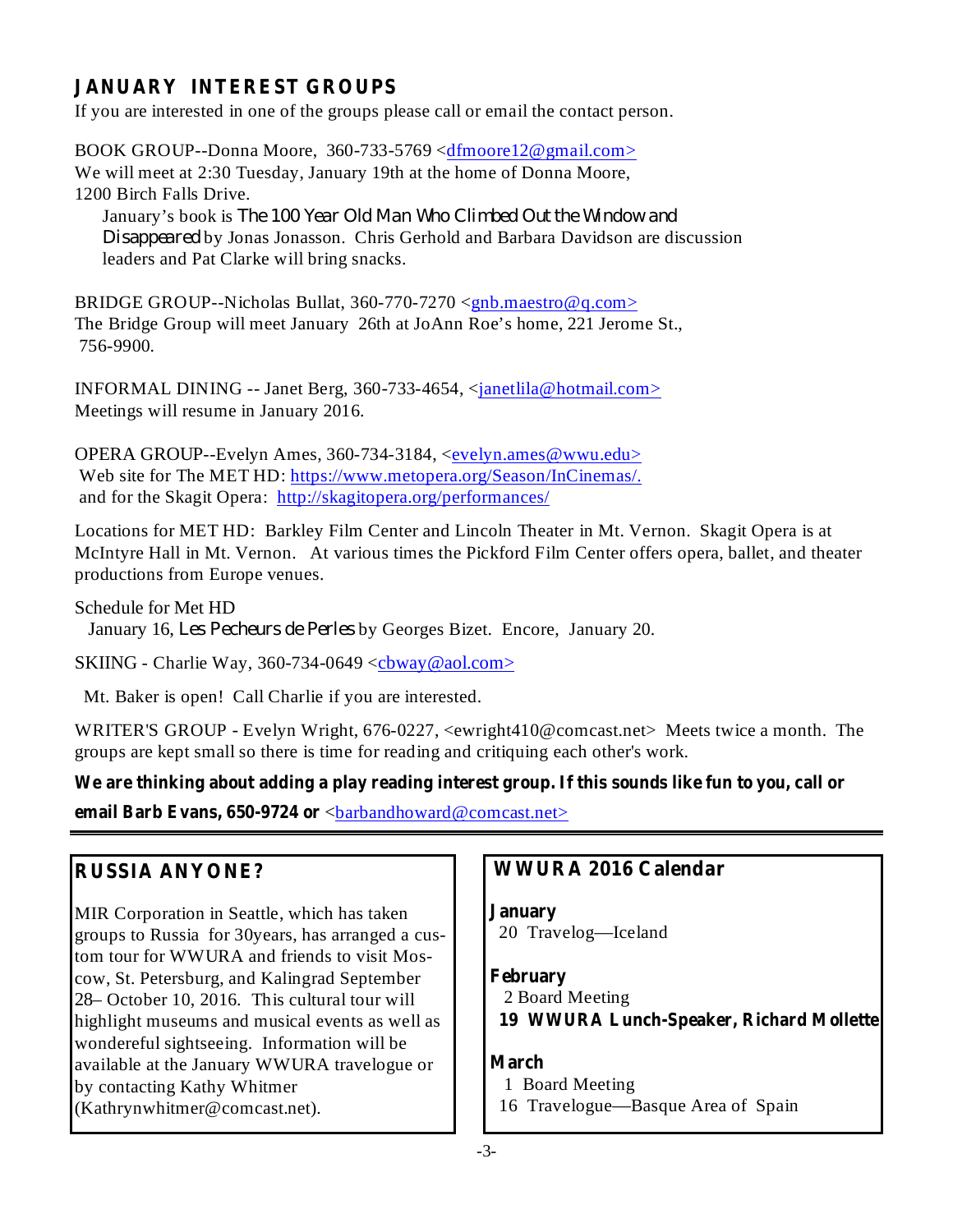## JANUARY INTEREST GROUPS

If you are interested in one of the groups please call or email the contact person.

BOOK GROUP--Donna Moore, 360-733-5769 <dfmoore12@gmail.com>
We will meet at 2:30 Tuesday, January 19th at the home of Donna Moore, 1200 Birch Falls Drive.

January's book is *The 100 Year Old Man Who Climbed Out the Window and Disappeared* by Jonas Jonasson. Chris Gerhold and Barbara Davidson are discussion leaders and Pat Clarke will bring snacks.

BRIDGE GROUP--Nicholas Bullat, 360-770-7270 <gnb.maestro@q.com>
The Bridge Group will meet January 26th at JoAnn Roe's home, 221 Jerome St., 756-9900.

INFORMAL DINING -- Janet Berg, 360-733-4654, <janetlila@hotmail.com>
Meetings will resume in January 2016.

OPERA GROUP--Evelyn Ames, 360-734-3184, <evelyn.ames@wwu.edu>
Web site for The MET HD: https://www.metopera.org/Season/InCinemas/.
and for the Skagit Opera: http://skagitopera.org/performances/

Locations for MET HD: Barkley Film Center and Lincoln Theater in Mt. Vernon. Skagit Opera is at McIntyre Hall in Mt. Vernon. At various times the Pickford Film Center offers opera, ballet, and theater productions from Europe venues.

Schedule for Met HD
January 16, *Les Pecheurs de Perles* by Georges Bizet. Encore, January 20.

SKIING - Charlie Way, 360-734-0649 <cbway@aol.com>

Mt. Baker is open! Call Charlie if you are interested.

WRITER'S GROUP - Evelyn Wright, 676-0227, <ewright410@comcast.net> Meets twice a month. The groups are kept small so there is time for reading and critiquing each other's work.

**We are thinking about adding a play reading interest group. If this sounds like fun to you, call or email Barb Evans, 650-9724 or** <barbandhoward@comcast.net>

---

## RUSSIA ANYONE?

MIR Corporation in Seattle, which has taken groups to Russia for 30years, has arranged a custom tour for WWURA and friends to visit Moscow, St. Petersburg, and Kalingrad September 28– October 10, 2016. This cultural tour will highlight museums and musical events as well as wondereful sightseeing. Information will be available at the January WWURA travelogue or by contacting Kathy Whitmer (Kathrynwhitmer@comcast.net).

## WWURA 2016 Calendar

**January**
20 Travelog—Iceland

**February**
2 Board Meeting
**19 WWURA Lunch-Speaker, Richard Mollette**

**March**
1 Board Meeting
16 Travelogue—Basque Area of Spain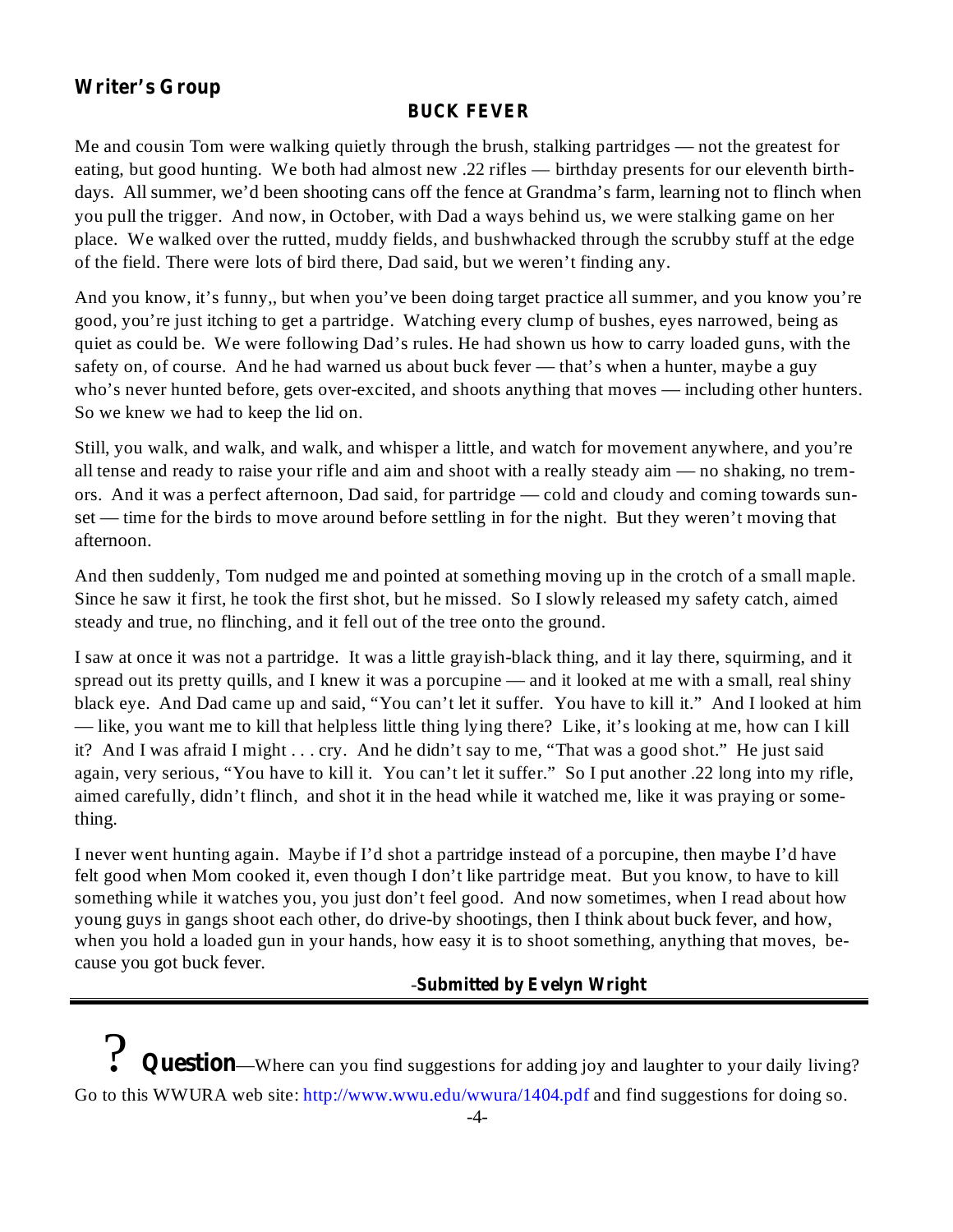## Writer's Group

### BUCK FEVER

Me and cousin Tom were walking quietly through the brush, stalking partridges — not the greatest for eating, but good hunting. We both had almost new .22 rifles — birthday presents for our eleventh birthdays. All summer, we'd been shooting cans off the fence at Grandma's farm, learning not to flinch when you pull the trigger. And now, in October, with Dad a ways behind us, we were stalking game on her place. We walked over the rutted, muddy fields, and bushwhacked through the scrubby stuff at the edge of the field. There were lots of bird there, Dad said, but we weren't finding any.

And you know, it's funny,, but when you've been doing target practice all summer, and you know you're good, you're just itching to get a partridge. Watching every clump of bushes, eyes narrowed, being as quiet as could be. We were following Dad's rules. He had shown us how to carry loaded guns, with the safety on, of course. And he had warned us about buck fever — that's when a hunter, maybe a guy who's never hunted before, gets over-excited, and shoots anything that moves — including other hunters. So we knew we had to keep the lid on.

Still, you walk, and walk, and walk, and whisper a little, and watch for movement anywhere, and you're all tense and ready to raise your rifle and aim and shoot with a really steady aim — no shaking, no tremors. And it was a perfect afternoon, Dad said, for partridge — cold and cloudy and coming towards sunset — time for the birds to move around before settling in for the night. But they weren't moving that afternoon.

And then suddenly, Tom nudged me and pointed at something moving up in the crotch of a small maple. Since he saw it first, he took the first shot, but he missed. So I slowly released my safety catch, aimed steady and true, no flinching, and it fell out of the tree onto the ground.

I saw at once it was not a partridge. It was a little grayish-black thing, and it lay there, squirming, and it spread out its pretty quills, and I knew it was a porcupine — and it looked at me with a small, real shiny black eye. And Dad came up and said, "You can't let it suffer. You have to kill it." And I looked at him — like, you want me to kill that helpless little thing lying there? Like, it's looking at me, how can I kill it? And I was afraid I might . . . cry. And he didn't say to me, "That was a good shot." He just said again, very serious, "You have to kill it. You can't let it suffer." So I put another .22 long into my rifle, aimed carefully, didn't flinch, and shot it in the head while it watched me, like it was praying or something.

I never went hunting again. Maybe if I'd shot a partridge instead of a porcupine, then maybe I'd have felt good when Mom cooked it, even though I don't like partridge meat. But you know, to have to kill something while it watches you, you just don't feel good. And now sometimes, when I read about how young guys in gangs shoot each other, do drive-by shootings, then I think about buck fever, and how, when you hold a loaded gun in your hands, how easy it is to shoot something, anything that moves, because you got buck fever.

-**Submitted by Evelyn Wright**

---

? **Question**—Where can you find suggestions for adding joy and laughter to your daily living? Go to this WWURA web site: http://www.wwu.edu/wwura/1404.pdf and find suggestions for doing so.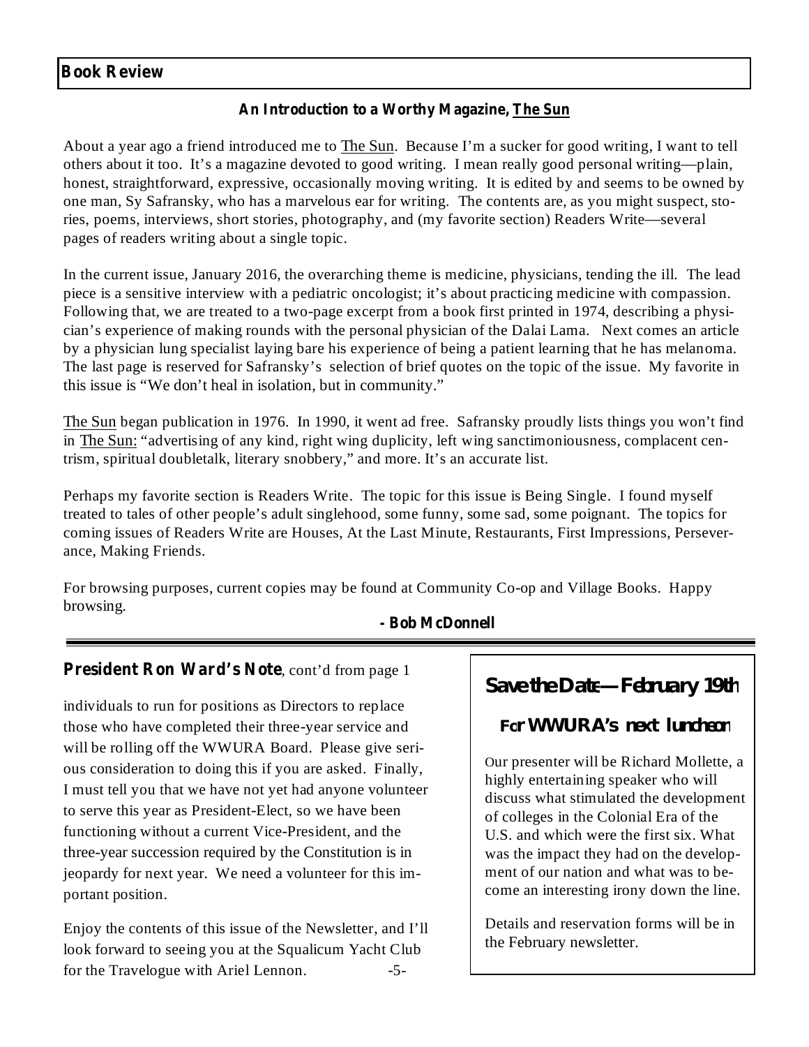## Book Review

**An Introduction to a Worthy Magazine, The Sun**

About a year ago a friend introduced me to The Sun. Because I'm a sucker for good writing, I want to tell others about it too. It's a magazine devoted to good writing. I mean really good personal writing—plain, honest, straightforward, expressive, occasionally moving writing. It is edited by and seems to be owned by one man, Sy Safransky, who has a marvelous ear for writing. The contents are, as you might suspect, stories, poems, interviews, short stories, photography, and (my favorite section) Readers Write—several pages of readers writing about a single topic.

In the current issue, January 2016, the overarching theme is medicine, physicians, tending the ill. The lead piece is a sensitive interview with a pediatric oncologist; it's about practicing medicine with compassion. Following that, we are treated to a two-page excerpt from a book first printed in 1974, describing a physician's experience of making rounds with the personal physician of the Dalai Lama. Next comes an article by a physician lung specialist laying bare his experience of being a patient learning that he has melanoma. The last page is reserved for Safransky's selection of brief quotes on the topic of the issue. My favorite in this issue is "We don't heal in isolation, but in community."

The Sun began publication in 1976. In 1990, it went ad free. Safransky proudly lists things you won't find in The Sun: "advertising of any kind, right wing duplicity, left wing sanctimoniousness, complacent centrism, spiritual doubletalk, literary snobbery," and more. It's an accurate list.

Perhaps my favorite section is Readers Write. The topic for this issue is Being Single. I found myself treated to tales of other people's adult singlehood, some funny, some sad, some poignant. The topics for coming issues of Readers Write are Houses, At the Last Minute, Restaurants, First Impressions, Perseverance, Making Friends.

For browsing purposes, current copies may be found at Community Co-op and Village Books. Happy browsing.

**- Bob McDonnell**

---

**President Ron Ward's Note**, cont'd from page 1

individuals to run for positions as Directors to replace those who have completed their three-year service and will be rolling off the WWURA Board. Please give serious consideration to doing this if you are asked. Finally, I must tell you that we have not yet had anyone volunteer to serve this year as President-Elect, so we have been functioning without a current Vice-President, and the three-year succession required by the Constitution is in jeopardy for next year. We need a volunteer for this important position.

Enjoy the contents of this issue of the Newsletter, and I'll look forward to seeing you at the Squalicum Yacht Club for the Travelogue with Ariel Lennon.

## Save the Date— February 19th

### For WWURA's next luncheon

Our presenter will be Richard Mollette, a highly entertaining speaker who will discuss what stimulated the development of colleges in the Colonial Era of the U.S. and which were the first six. What was the impact they had on the development of our nation and what was to become an interesting irony down the line.

Details and reservation forms will be in the February newsletter.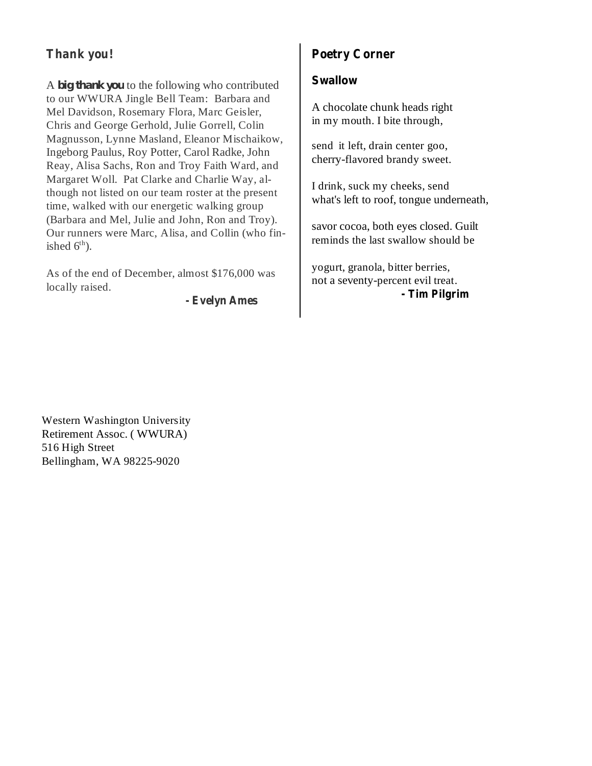## Thank you!

A **big thank you** to the following who contributed to our WWURA Jingle Bell Team: Barbara and Mel Davidson, Rosemary Flora, Marc Geisler, Chris and George Gerhold, Julie Gorrell, Colin Magnusson, Lynne Masland, Eleanor Mischaikow, Ingeborg Paulus, Roy Potter, Carol Radke, John Reay, Alisa Sachs, Ron and Troy Faith Ward, and Margaret Woll. Pat Clarke and Charlie Way, although not listed on our team roster at the present time, walked with our energetic walking group (Barbara and Mel, Julie and John, Ron and Troy). Our runners were Marc, Alisa, and Collin (who finished 6th).

As of the end of December, almost $176,000 was locally raised.

**- Evelyn Ames**

## Poetry Corner

### Swallow

A chocolate chunk heads right
in my mouth. I bite through,

send it left, drain center goo,
cherry-flavored brandy sweet.

I drink, suck my cheeks, send
what's left to roof, tongue underneath,

savor cocoa, both eyes closed. Guilt
reminds the last swallow should be

yogurt, granola, bitter berries,
not a seventy-percent evil treat.

**- Tim Pilgrim**

Western Washington University
Retirement Assoc. ( WWURA)
516 High Street
Bellingham, WA 98225-9020